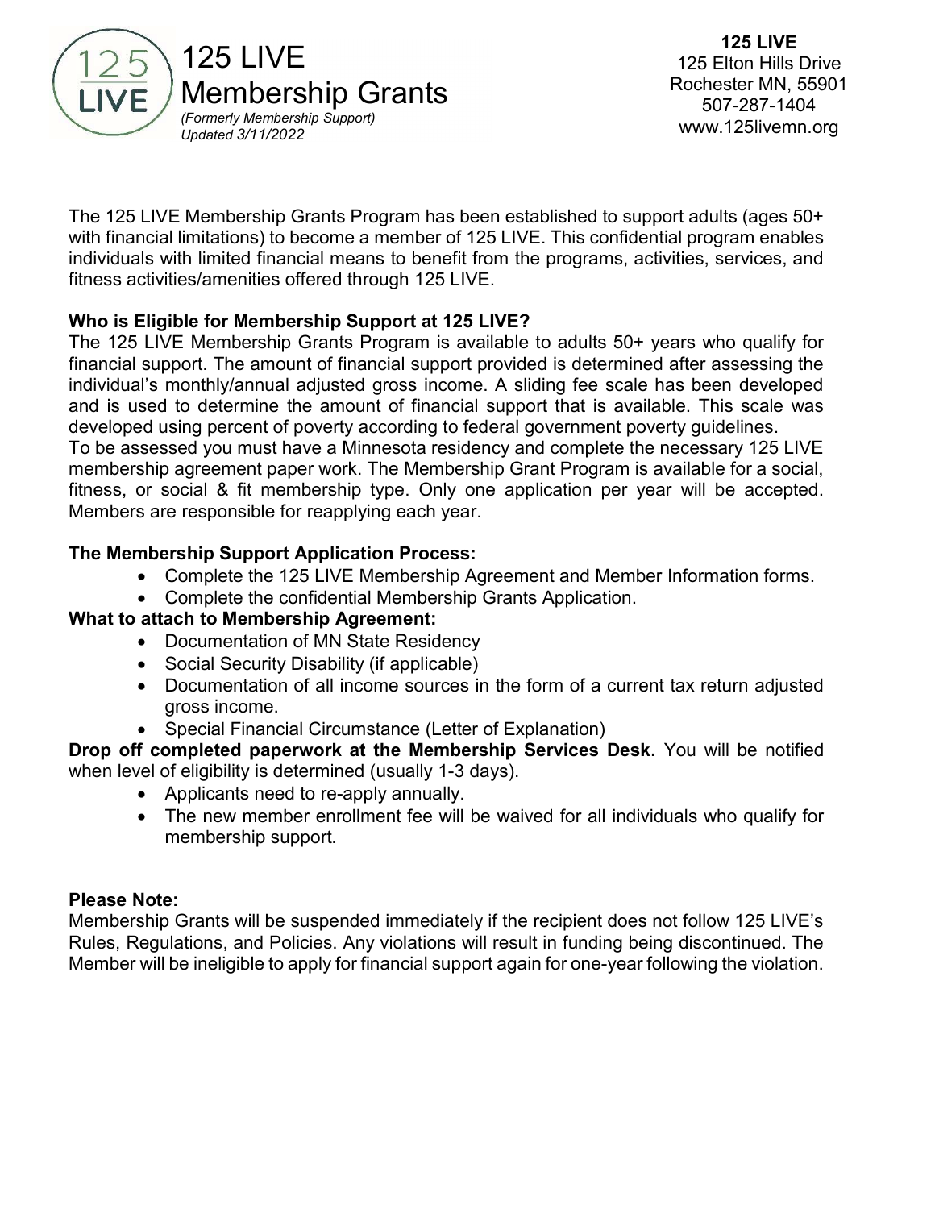# 125 LIVE Membership Grants

*(Formerly Membership Support)*
*Updated 3/11/2022*

**125 LIVE**
125 Elton Hills Drive
Rochester MN, 55901
507-287-1404
www.125livemn.org

The 125 LIVE Membership Grants Program has been established to support adults (ages 50+ with financial limitations) to become a member of 125 LIVE. This confidential program enables individuals with limited financial means to benefit from the programs, activities, services, and fitness activities/amenities offered through 125 LIVE.

**Who is Eligible for Membership Support at 125 LIVE?**

The 125 LIVE Membership Grants Program is available to adults 50+ years who qualify for financial support. The amount of financial support provided is determined after assessing the individual's monthly/annual adjusted gross income. A sliding fee scale has been developed and is used to determine the amount of financial support that is available. This scale was developed using percent of poverty according to federal government poverty guidelines.

To be assessed you must have a Minnesota residency and complete the necessary 125 LIVE membership agreement paper work. The Membership Grant Program is available for a social, fitness, or social & fit membership type. Only one application per year will be accepted. Members are responsible for reapplying each year.

**The Membership Support Application Process:**

- Complete the 125 LIVE Membership Agreement and Member Information forms.
- Complete the confidential Membership Grants Application.

**What to attach to Membership Agreement:**

- Documentation of MN State Residency
- Social Security Disability (if applicable)
- Documentation of all income sources in the form of a current tax return adjusted gross income.
- Special Financial Circumstance (Letter of Explanation)

**Drop off completed paperwork at the Membership Services Desk.** You will be notified when level of eligibility is determined (usually 1-3 days).

- Applicants need to re-apply annually.
- The new member enrollment fee will be waived for all individuals who qualify for membership support.

**Please Note:**

Membership Grants will be suspended immediately if the recipient does not follow 125 LIVE's Rules, Regulations, and Policies. Any violations will result in funding being discontinued. The Member will be ineligible to apply for financial support again for one-year following the violation.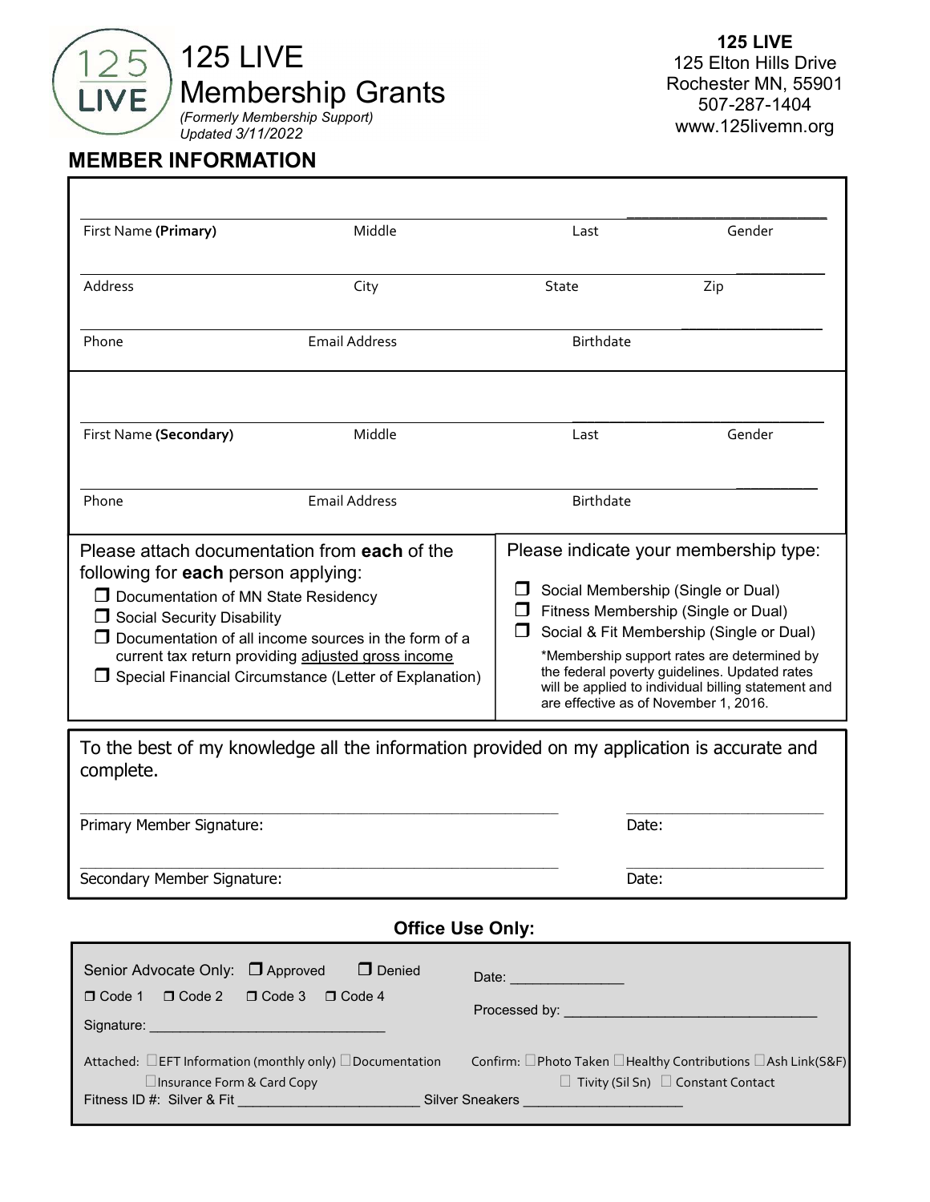# 125 LIVE Membership Grants

*(Formerly Membership Support)*
*Updated 3/11/2022*

**125 LIVE**
125 Elton Hills Drive
Rochester MN, 55901
507-287-1404
www.125livemn.org

## MEMBER INFORMATION

First Name **(Primary)** ______ Middle ______ Last ______ Gender ______

Address ______ City ______ State ______ Zip ______

Phone ______ Email Address ______ Birthdate ______

First Name **(Secondary)** ______ Middle ______ Last ______ Gender ______

Phone ______ Email Address ______ Birthdate ______

Please attach documentation from **each** of the following for **each** person applying:

- ❐ Documentation of MN State Residency
- ❐ Social Security Disability
- ❐ Documentation of all income sources in the form of a current tax return providing adjusted gross income
- ❐ Special Financial Circumstance (Letter of Explanation)

Please indicate your membership type:

- ❐ Social Membership (Single or Dual)
- ❐ Fitness Membership (Single or Dual)
- ❐ Social & Fit Membership (Single or Dual)

*Membership support rates are determined by the federal poverty guidelines. Updated rates will be applied to individual billing statement and are effective as of November 1, 2016.

To the best of my knowledge all the information provided on my application is accurate and complete.

Primary Member Signature: ______ Date: ______

Secondary Member Signature: ______ Date: ______

**Office Use Only:**

Senior Advocate Only: ❐ Approved ❐ Denied

❐ Code 1 ❐ Code 2 ❐ Code 3 ❐ Code 4

Signature: ______

Date: ______

Processed by: ______

Attached: ☐ EFT Information (monthly only) ☐ Documentation ☐ Insurance Form & Card Copy

Confirm: ☐ Photo Taken ☐ Healthy Contributions ☐ Ash Link(S&F) ☐ Tivity (Sil Sn) ☐ Constant Contact

Fitness ID #: Silver & Fit ______ Silver Sneakers ______